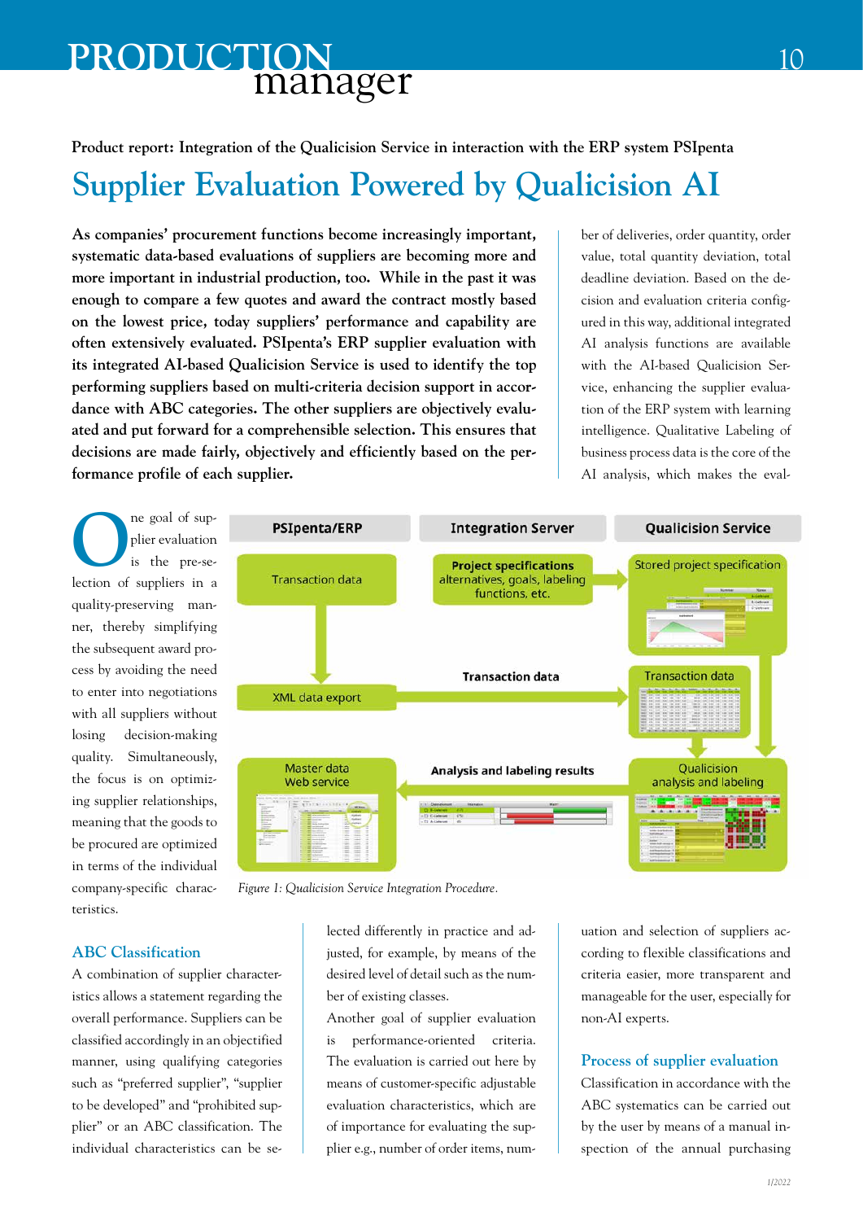Product report: Integration of the Qualicision Service in interaction with the ERP system PSIpenta

# Supplier Evaluation Powered by Qualicision AI

**As companies' procurement functions become increasingly important, systematic data-based evaluations of suppliers are becoming more and more important in industrial production, too. While in the past it was enough to compare a few quotes and award the contract mostly based on the lowest price, today suppliers' performance and capability are often extensively evaluated. PSIpenta's ERP supplier evaluation with its integrated AI-based Qualicision Service is used to identify the top performing suppliers based on multi-criteria decision support in accordance with ABC categories. The other suppliers are objectively evaluated and put forward for a comprehensible selection. This ensures that decisions are made fairly, objectively and efficiently based on the performance profile of each supplier.**

One goal of supplier evaluation is the pre-selection of suppliers in a quality-preserving manner, thereby simplifying the subsequent award process by avoiding the need to enter into negotiations with all suppliers without losing decision-making quality. Simultaneously, the focus is on optimizing supplier relationships, meaning that the goods to be procured are optimized in terms of the individual company-specific characteristics.

*Figure 1: Qualicision Service Integration Procedure.*

## ABC Classification

A combination of supplier characteristics allows a statement regarding the overall performance. Suppliers can be classified accordingly in an objectified manner, using qualifying categories such as "preferred supplier", "supplier to be developed" and "prohibited supplier" or an ABC classification. The individual characteristics can be selected differently in practice and adjusted, for example, by means of the desired level of detail such as the number of existing classes.

Another goal of supplier evaluation is performance-oriented criteria. The evaluation is carried out here by means of customer-specific adjustable evaluation characteristics, which are of importance for evaluating the supplier e.g., number of order items, number of deliveries, order quantity, order value, total quantity deviation, total deadline deviation. Based on the decision and evaluation criteria configured in this way, additional integrated AI analysis functions are available with the AI-based Qualicision Service, enhancing the supplier evaluation of the ERP system with learning intelligence. Qualitative Labeling of business process data is the core of the AI analysis, which makes the evaluation and selection of suppliers according to flexible classifications and criteria easier, more transparent and manageable for the user, especially for non-AI experts.

## Process of supplier evaluation

Classification in accordance with the ABC systematics can be carried out by the user by means of a manual inspection of the annual purchasing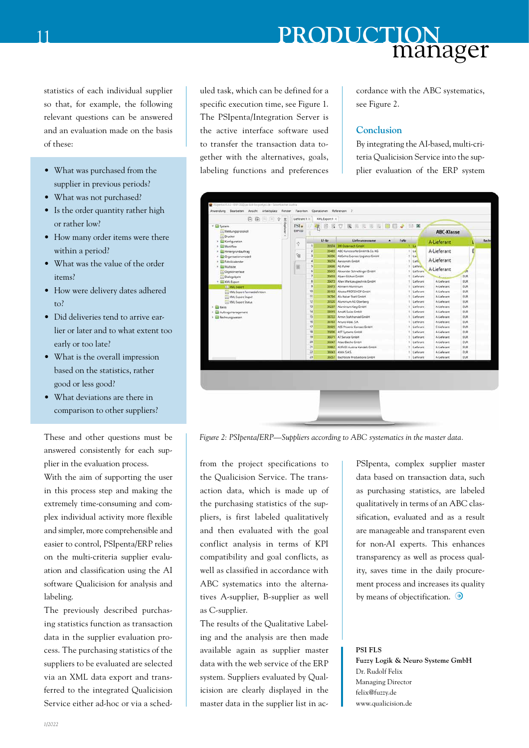statistics of each individual supplier so that, for example, the following relevant questions can be answered and an evaluation made on the basis of these:

- What was purchased from the supplier in previous periods?
- What was not purchased?
- Is the order quantity rather high or rather low?
- How many order items were there within a period?
- What was the value of the order items?
- How were delivery dates adhered to?
- Did deliveries tend to arrive earlier or later and to what extent too early or too late?
- What is the overall impression based on the statistics, rather good or less good?
- What deviations are there in comparison to other suppliers?

These and other questions must be answered consistently for each supplier in the evaluation process.

With the aim of supporting the user in this process step and making the extremely time-consuming and complex individual activity more flexible and simpler, more comprehensible and easier to control, PSIpenta/ERP relies on the multi-criteria supplier evaluation and classification using the AI software Qualicision for analysis and labeling.

The previously described purchasing statistics function as transaction data in the supplier evaluation process. The purchasing statistics of the suppliers to be evaluated are selected via an XML data export and transferred to the integrated Qualicision Service either ad-hoc or via a scheduled task, which can be defined for a specific execution time, see Figure 1. The PSIpenta/Integration Server is the active interface software used to transfer the transaction data together with the alternatives, goals, labeling functions and preferences from the project specifications to the Qualicision Service. The transaction data, which is made up of the purchasing statistics of the suppliers, is first labeled qualitatively and then evaluated with the goal conflict analysis in terms of KPI compatibility and goal conflicts, as well as classified in accordance with ABC systematics into the alternatives A-supplier, B-supplier as well as C-supplier.

The results of the Qualitative Labeling and the analysis are then made available again as supplier master data with the web service of the ERP system. Suppliers evaluated by Qualicision are clearly displayed in the master data in the supplier list in accordance with the ABC systematics, see Figure 2.

## Conclusion

By integrating the AI-based, multi-criteria Qualicision Service into the supplier evaluation of the ERP system PSIpenta, complex supplier master data based on transaction data, such as purchasing statistics, are labeled qualitatively in terms of an ABC classification, evaluated and as a result are manageable and transparent even for non-AI experts. This enhances transparency as well as process quality, saves time in the daily procurement process and increases its quality by means of objectification.

*Figure 2: PSIpenta/ERP—Suppliers according to ABC systematics in the master data.*

**PSI FLS**
**Fuzzy Logik & Neuro Systeme GmbH**
Dr. Rudolf Felix
Managing Director
felix@fuzzy.de
www.qualicision.de